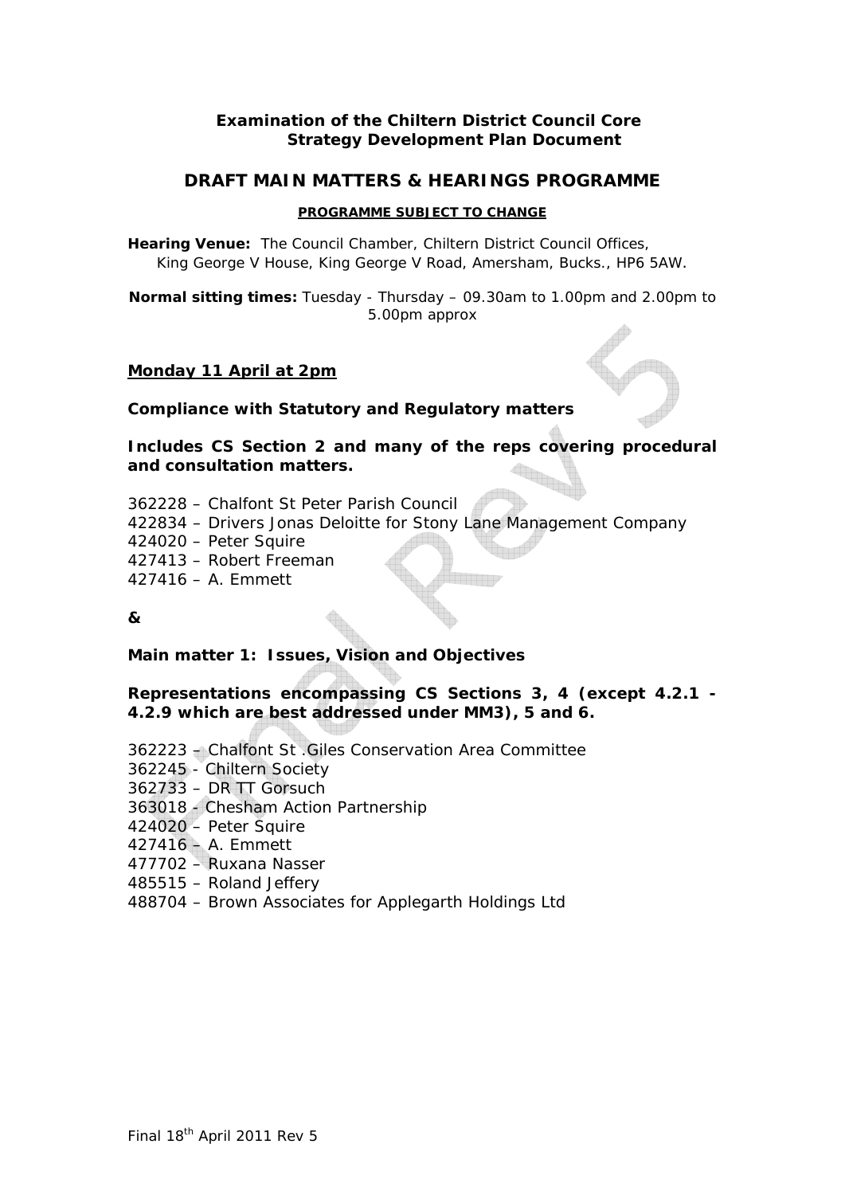# Examination of the Chiltern District Council Core Strategy Development Plan Document

## DRAFT MAIN MATTERS & HEARINGS PROGRAMME

**PROGRAMME SUBJECT TO CHANGE**

**Hearing Venue:** The Council Chamber, Chiltern District Council Offices, King George V House, King George V Road, Amersham, Bucks., HP6 5AW.

**Normal sitting times:** Tuesday - Thursday – 09.30am to 1.00pm and 2.00pm to 5.00pm approx

**Monday 11 April at 2pm**

**Compliance with Statutory and Regulatory matters**

**Includes CS Section 2 and many of the reps covering procedural and consultation matters.**

362228 – Chalfont St Peter Parish Council
422834 – Drivers Jonas Deloitte for Stony Lane Management Company
424020 – Peter Squire
427413 – Robert Freeman
427416 – A. Emmett

**&**

**Main matter 1: Issues, Vision and Objectives**

**Representations encompassing CS Sections 3, 4 (except 4.2.1 - 4.2.9 which are best addressed under MM3), 5 and 6.**

362223 – Chalfont St .Giles Conservation Area Committee
362245 - Chiltern Society
362733 – DR TT Gorsuch
363018 - Chesham Action Partnership
424020 – Peter Squire
427416 – A. Emmett
477702 – Ruxana Nasser
485515 – Roland Jeffery
488704 – Brown Associates for Applegarth Holdings Ltd

Final 18th April 2011 Rev 5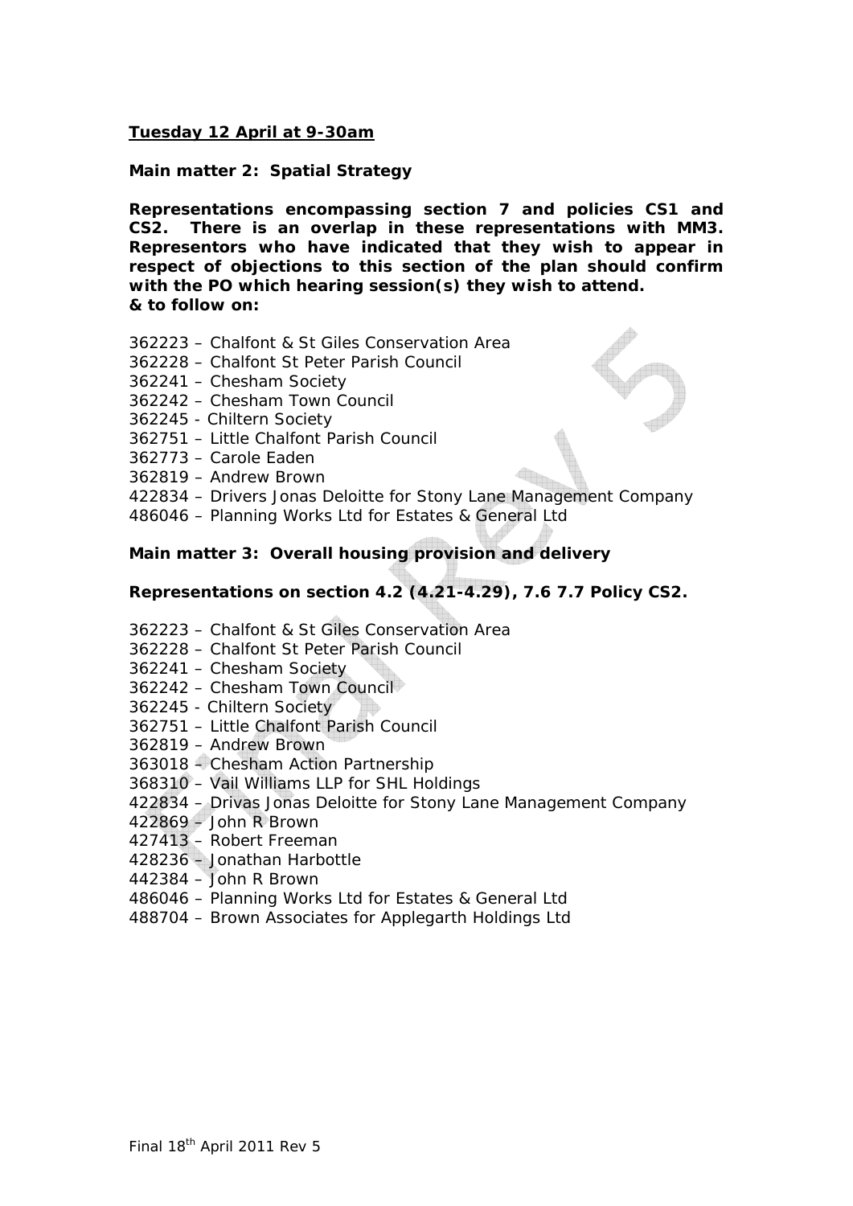**<u>Tuesday 12 April at 9-30am</u>**

**Main matter 2: Spatial Strategy**

**Representations encompassing section 7 and policies CS1 and CS2. There is an overlap in these representations with MM3. Representors who have indicated that they wish to appear in respect of objections to this section of the plan should confirm with the PO which hearing session(s) they wish to attend.**
**& to follow on:**

362223 – Chalfont & St Giles Conservation Area
362228 – Chalfont St Peter Parish Council
362241 – Chesham Society
362242 – Chesham Town Council
362245 - Chiltern Society
362751 – Little Chalfont Parish Council
362773 – Carole Eaden
362819 – Andrew Brown
422834 – Drivers Jonas Deloitte for Stony Lane Management Company
486046 – Planning Works Ltd for Estates & General Ltd

**Main matter 3: Overall housing provision and delivery**

**Representations on section 4.2 (4.21-4.29), 7.6 7.7 Policy CS2.**

362223 – Chalfont & St Giles Conservation Area
362228 – Chalfont St Peter Parish Council
362241 – Chesham Society
362242 – Chesham Town Council
362245 - Chiltern Society
362751 – Little Chalfont Parish Council
362819 – Andrew Brown
363018 – Chesham Action Partnership
368310 – Vail Williams LLP for SHL Holdings
422834 – Drivas Jonas Deloitte for Stony Lane Management Company
422869 – John R Brown
427413 – Robert Freeman
428236 – Jonathan Harbottle
442384 – John R Brown
486046 – Planning Works Ltd for Estates & General Ltd
488704 – Brown Associates for Applegarth Holdings Ltd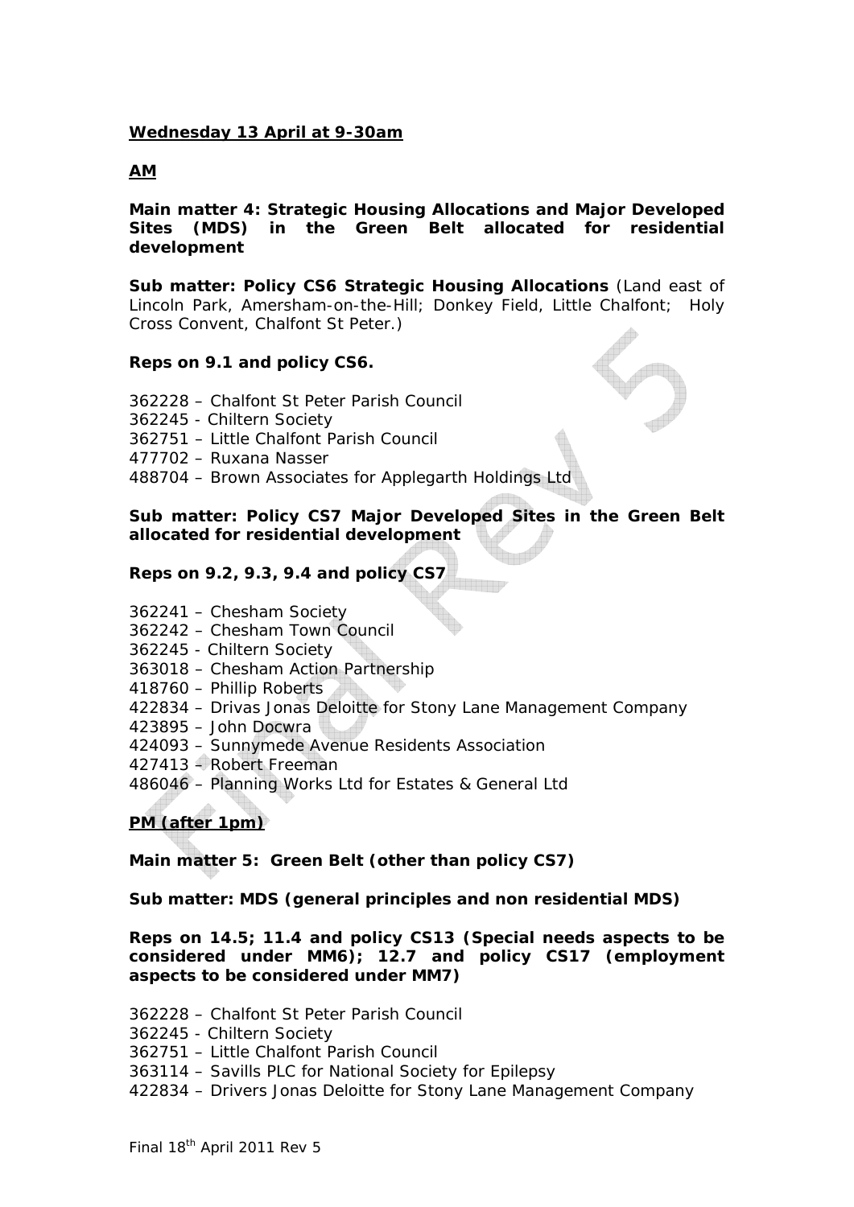**Wednesday 13 April at 9-30am**

**AM**

**Main matter 4: Strategic Housing Allocations and Major Developed Sites (MDS) in the Green Belt allocated for residential development**

**Sub matter: Policy CS6 Strategic Housing Allocations** (Land east of Lincoln Park, Amersham-on-the-Hill; Donkey Field, Little Chalfont; Holy Cross Convent, Chalfont St Peter.)

**Reps on 9.1 and policy CS6.**

362228 – Chalfont St Peter Parish Council
362245 - Chiltern Society
362751 – Little Chalfont Parish Council
477702 – Ruxana Nasser
488704 – Brown Associates for Applegarth Holdings Ltd

**Sub matter: Policy CS7 Major Developed Sites in the Green Belt allocated for residential development**

**Reps on 9.2, 9.3, 9.4 and policy CS7**

362241 – Chesham Society
362242 – Chesham Town Council
362245 - Chiltern Society
363018 – Chesham Action Partnership
418760 – Phillip Roberts
422834 – Drivas Jonas Deloitte for Stony Lane Management Company
423895 – John Docwra
424093 – Sunnymede Avenue Residents Association
427413 – Robert Freeman
486046 – Planning Works Ltd for Estates & General Ltd

**PM (after 1pm)**

**Main matter 5: Green Belt (other than policy CS7)**

**Sub matter: MDS (general principles and non residential MDS)**

**Reps on 14.5; 11.4 and policy CS13 (Special needs aspects to be considered under MM6); 12.7 and policy CS17 (employment aspects to be considered under MM7)**

362228 – Chalfont St Peter Parish Council
362245 - Chiltern Society
362751 – Little Chalfont Parish Council
363114 – Savills PLC for National Society for Epilepsy
422834 – Drivers Jonas Deloitte for Stony Lane Management Company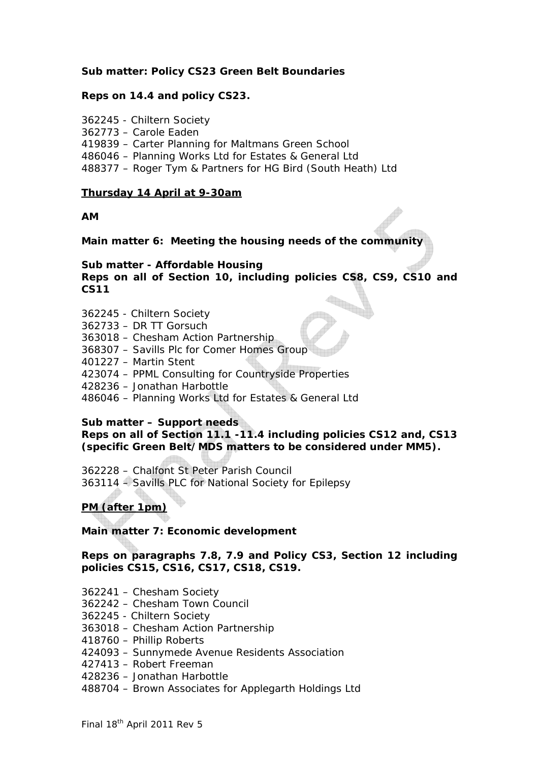**Sub matter: Policy CS23 Green Belt Boundaries**

**Reps on 14.4 and policy CS23.**

362245 - Chiltern Society
362773 – Carole Eaden
419839 – Carter Planning for Maltmans Green School
486046 – Planning Works Ltd for Estates & General Ltd
488377 – Roger Tym & Partners for HG Bird (South Heath) Ltd

**Thursday 14 April at 9-30am**

**AM**

**Main matter 6: Meeting the housing needs of the community**

**Sub matter - Affordable Housing**
**Reps on all of Section 10, including policies CS8, CS9, CS10 and CS11**

362245 - Chiltern Society
362733 – DR TT Gorsuch
363018 – Chesham Action Partnership
368307 – Savills Plc for Comer Homes Group
401227 – Martin Stent
423074 – PPML Consulting for Countryside Properties
428236 – Jonathan Harbottle
486046 – Planning Works Ltd for Estates & General Ltd

**Sub matter – Support needs**
**Reps on all of Section 11.1 -11.4 including policies CS12 and, CS13 (specific Green Belt/MDS matters to be considered under MM5).**

362228 – Chalfont St Peter Parish Council
363114 – Savills PLC for National Society for Epilepsy

**PM (after 1pm)**

**Main matter 7: Economic development**

**Reps on paragraphs 7.8, 7.9 and Policy CS3, Section 12 including policies CS15, CS16, CS17, CS18, CS19.**

362241 – Chesham Society
362242 – Chesham Town Council
362245 - Chiltern Society
363018 – Chesham Action Partnership
418760 – Phillip Roberts
424093 – Sunnymede Avenue Residents Association
427413 – Robert Freeman
428236 – Jonathan Harbottle
488704 – Brown Associates for Applegarth Holdings Ltd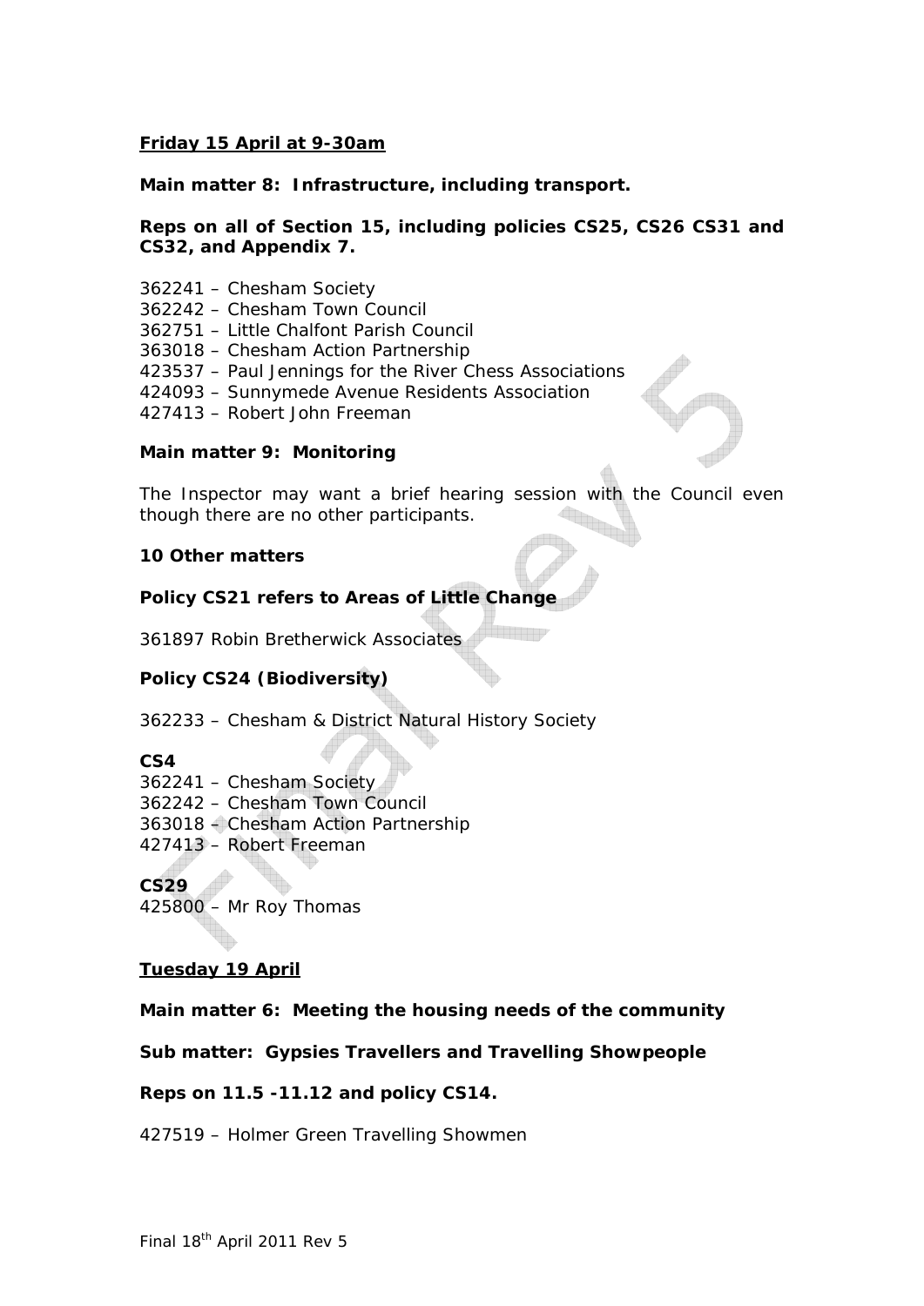**Friday 15 April at 9-30am**

**Main matter 8: Infrastructure, including transport.**

**Reps on all of Section 15, including policies CS25, CS26 CS31 and CS32, and Appendix 7.**

362241 – Chesham Society
362242 – Chesham Town Council
362751 – Little Chalfont Parish Council
363018 – Chesham Action Partnership
423537 – Paul Jennings for the River Chess Associations
424093 – Sunnymede Avenue Residents Association
427413 – Robert John Freeman

**Main matter 9: Monitoring**

The Inspector may want a brief hearing session with the Council even though there are no other participants.

**10 Other matters**

**Policy CS21 refers to Areas of Little Change**

361897 Robin Bretherwick Associates

**Policy CS24 (Biodiversity)**

362233 – Chesham & District Natural History Society

**CS4**
362241 – Chesham Society
362242 – Chesham Town Council
363018 – Chesham Action Partnership
427413 – Robert Freeman

**CS29**
425800 – Mr Roy Thomas

**Tuesday 19 April**

**Main matter 6: Meeting the housing needs of the community**

**Sub matter: Gypsies Travellers and Travelling Showpeople**

**Reps on 11.5 -11.12 and policy CS14.**

427519 – Holmer Green Travelling Showmen